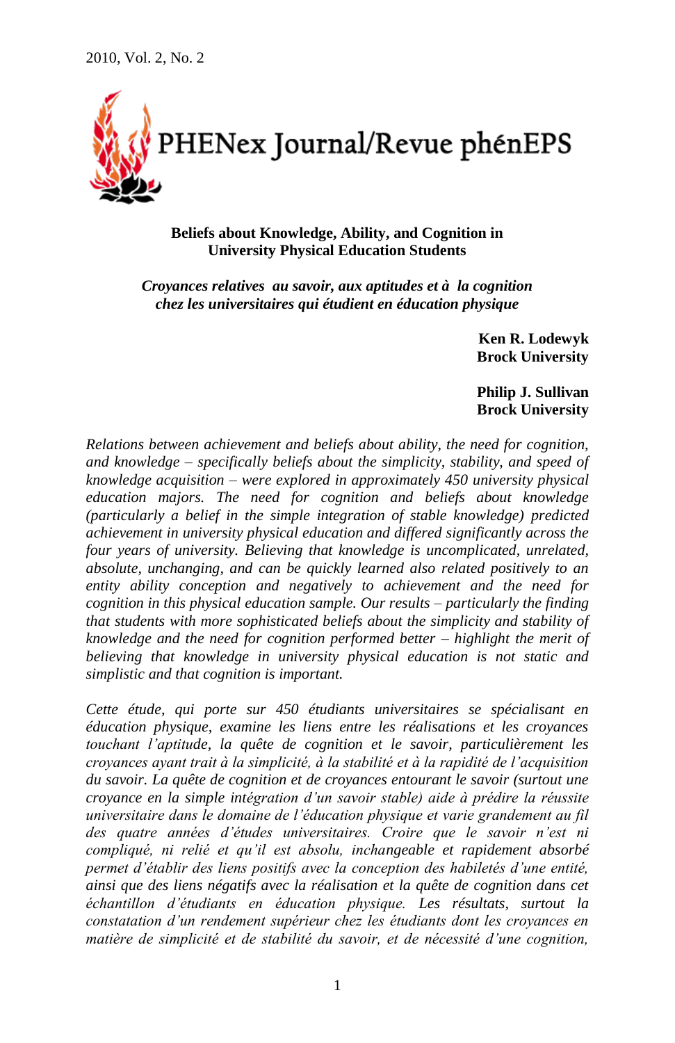# Beliefs about Knowledge, Ability, and Cognition in University Physical Education Students

## *Croyances relatives au savoir, aux aptitudes et à la cognition chez les universitaires qui étudient en éducation physique*

**Ken R. Lodewyk**
**Brock University**

**Philip J. Sullivan**
**Brock University**

*Relations between achievement and beliefs about ability, the need for cognition, and knowledge – specifically beliefs about the simplicity, stability, and speed of knowledge acquisition – were explored in approximately 450 university physical education majors. The need for cognition and beliefs about knowledge (particularly a belief in the simple integration of stable knowledge) predicted achievement in university physical education and differed significantly across the four years of university. Believing that knowledge is uncomplicated, unrelated, absolute, unchanging, and can be quickly learned also related positively to an entity ability conception and negatively to achievement and the need for cognition in this physical education sample. Our results – particularly the finding that students with more sophisticated beliefs about the simplicity and stability of knowledge and the need for cognition performed better – highlight the merit of believing that knowledge in university physical education is not static and simplistic and that cognition is important.*

*Cette étude, qui porte sur 450 étudiants universitaires se spécialisant en éducation physique, examine les liens entre les réalisations et les croyances touchant l'aptitude, la quête de cognition et le savoir, particulièrement les croyances ayant trait à la simplicité, à la stabilité et à la rapidité de l'acquisition du savoir. La quête de cognition et de croyances entourant le savoir (surtout une croyance en la simple intégration d'un savoir stable) aide à prédire la réussite universitaire dans le domaine de l'éducation physique et varie grandement au fil des quatre années d'études universitaires. Croire que le savoir n'est ni compliqué, ni relié et qu'il est absolu, inchangeable et rapidement absorbé permet d'établir des liens positifs avec la conception des habiletés d'une entité, ainsi que des liens négatifs avec la réalisation et la quête de cognition dans cet échantillon d'étudiants en éducation physique. Les résultats, surtout la constatation d'un rendement supérieur chez les étudiants dont les croyances en matière de simplicité et de stabilité du savoir, et de nécessité d'une cognition,*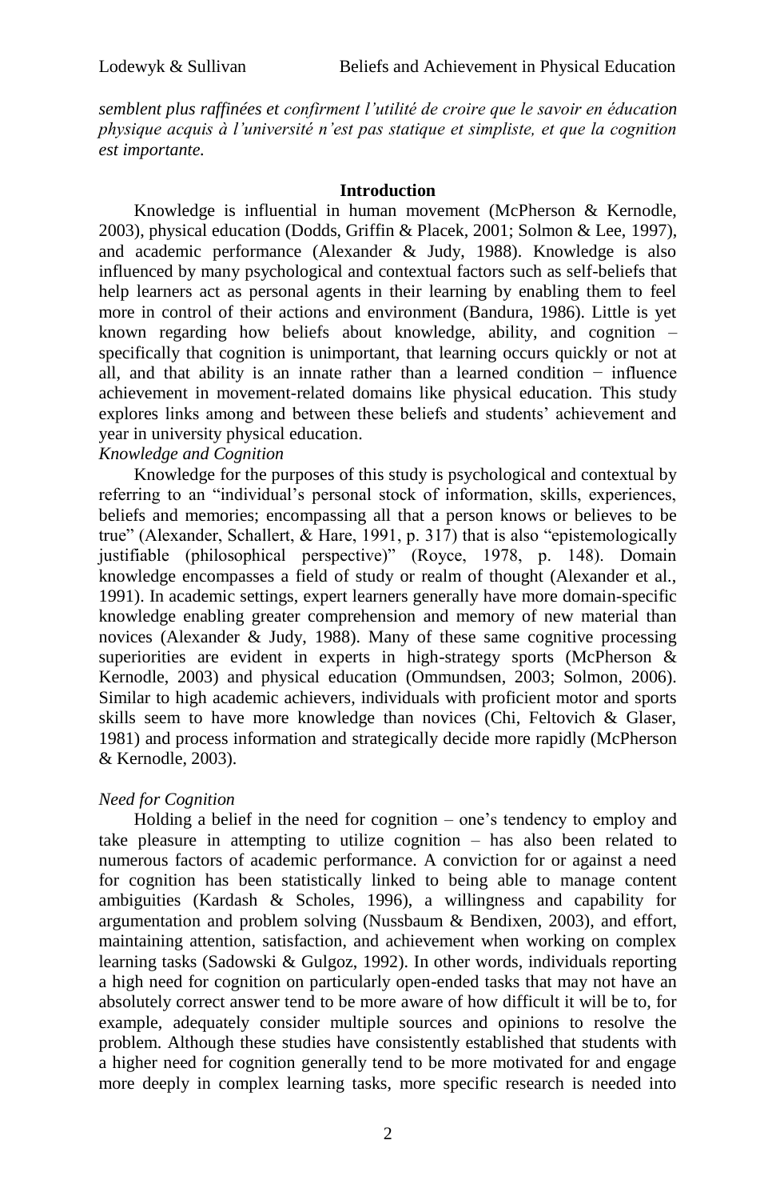*semblent plus raffinées et confirment l'utilité de croire que le savoir en éducation physique acquis à l'université n'est pas statique et simpliste, et que la cognition est importante.*

## Introduction

Knowledge is influential in human movement (McPherson & Kernodle, 2003), physical education (Dodds, Griffin & Placek, 2001; Solmon & Lee, 1997), and academic performance (Alexander & Judy, 1988). Knowledge is also influenced by many psychological and contextual factors such as self-beliefs that help learners act as personal agents in their learning by enabling them to feel more in control of their actions and environment (Bandura, 1986). Little is yet known regarding how beliefs about knowledge, ability, and cognition – specifically that cognition is unimportant, that learning occurs quickly or not at all, and that ability is an innate rather than a learned condition − influence achievement in movement-related domains like physical education. This study explores links among and between these beliefs and students' achievement and year in university physical education.

### *Knowledge and Cognition*

Knowledge for the purposes of this study is psychological and contextual by referring to an "individual's personal stock of information, skills, experiences, beliefs and memories; encompassing all that a person knows or believes to be true" (Alexander, Schallert, & Hare, 1991, p. 317) that is also "epistemologically justifiable (philosophical perspective)" (Royce, 1978, p. 148). Domain knowledge encompasses a field of study or realm of thought (Alexander et al., 1991). In academic settings, expert learners generally have more domain-specific knowledge enabling greater comprehension and memory of new material than novices (Alexander & Judy, 1988). Many of these same cognitive processing superiorities are evident in experts in high-strategy sports (McPherson & Kernodle, 2003) and physical education (Ommundsen, 2003; Solmon, 2006). Similar to high academic achievers, individuals with proficient motor and sports skills seem to have more knowledge than novices (Chi, Feltovich & Glaser, 1981) and process information and strategically decide more rapidly (McPherson & Kernodle, 2003).

### *Need for Cognition*

Holding a belief in the need for cognition – one's tendency to employ and take pleasure in attempting to utilize cognition – has also been related to numerous factors of academic performance. A conviction for or against a need for cognition has been statistically linked to being able to manage content ambiguities (Kardash & Scholes, 1996), a willingness and capability for argumentation and problem solving (Nussbaum & Bendixen, 2003), and effort, maintaining attention, satisfaction, and achievement when working on complex learning tasks (Sadowski & Gulgoz, 1992). In other words, individuals reporting a high need for cognition on particularly open-ended tasks that may not have an absolutely correct answer tend to be more aware of how difficult it will be to, for example, adequately consider multiple sources and opinions to resolve the problem. Although these studies have consistently established that students with a higher need for cognition generally tend to be more motivated for and engage more deeply in complex learning tasks, more specific research is needed into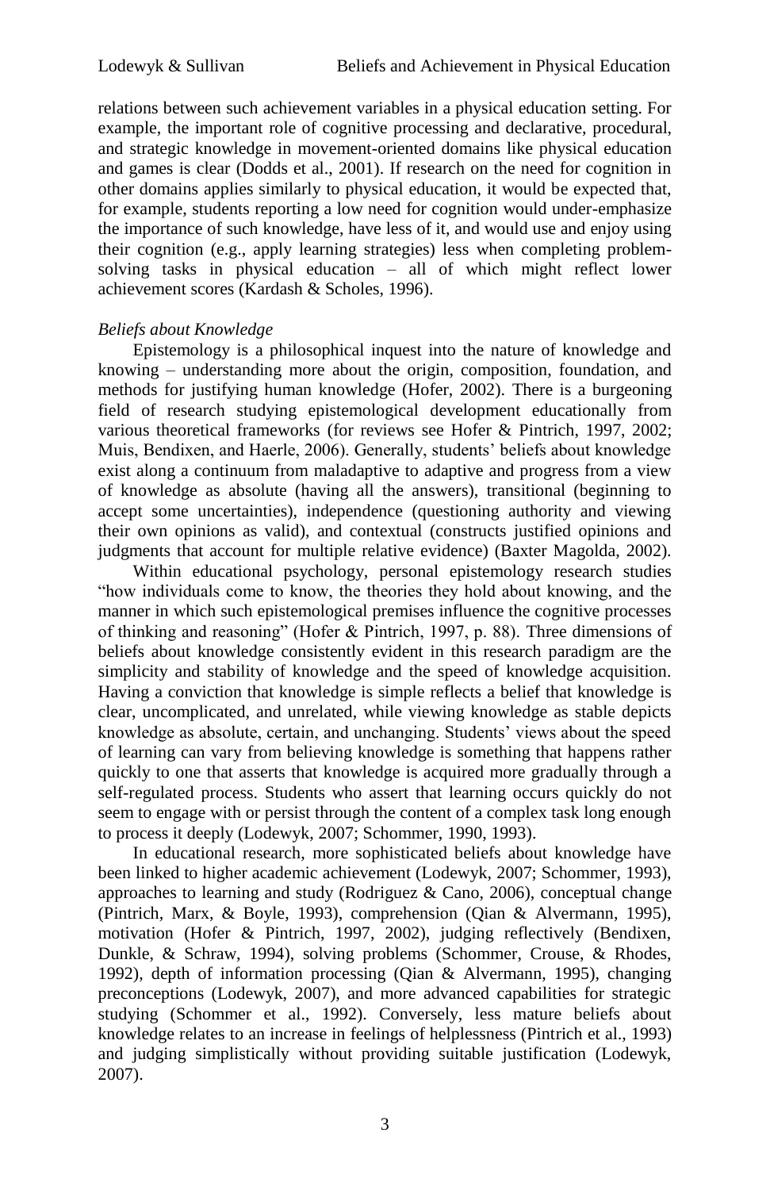relations between such achievement variables in a physical education setting. For example, the important role of cognitive processing and declarative, procedural, and strategic knowledge in movement-oriented domains like physical education and games is clear (Dodds et al., 2001). If research on the need for cognition in other domains applies similarly to physical education, it would be expected that, for example, students reporting a low need for cognition would under-emphasize the importance of such knowledge, have less of it, and would use and enjoy using their cognition (e.g., apply learning strategies) less when completing problem-solving tasks in physical education – all of which might reflect lower achievement scores (Kardash & Scholes, 1996).

*Beliefs about Knowledge*

Epistemology is a philosophical inquest into the nature of knowledge and knowing – understanding more about the origin, composition, foundation, and methods for justifying human knowledge (Hofer, 2002). There is a burgeoning field of research studying epistemological development educationally from various theoretical frameworks (for reviews see Hofer & Pintrich, 1997, 2002; Muis, Bendixen, and Haerle, 2006). Generally, students' beliefs about knowledge exist along a continuum from maladaptive to adaptive and progress from a view of knowledge as absolute (having all the answers), transitional (beginning to accept some uncertainties), independence (questioning authority and viewing their own opinions as valid), and contextual (constructs justified opinions and judgments that account for multiple relative evidence) (Baxter Magolda, 2002).

Within educational psychology, personal epistemology research studies "how individuals come to know, the theories they hold about knowing, and the manner in which such epistemological premises influence the cognitive processes of thinking and reasoning" (Hofer & Pintrich, 1997, p. 88). Three dimensions of beliefs about knowledge consistently evident in this research paradigm are the simplicity and stability of knowledge and the speed of knowledge acquisition. Having a conviction that knowledge is simple reflects a belief that knowledge is clear, uncomplicated, and unrelated, while viewing knowledge as stable depicts knowledge as absolute, certain, and unchanging. Students' views about the speed of learning can vary from believing knowledge is something that happens rather quickly to one that asserts that knowledge is acquired more gradually through a self-regulated process. Students who assert that learning occurs quickly do not seem to engage with or persist through the content of a complex task long enough to process it deeply (Lodewyk, 2007; Schommer, 1990, 1993).

In educational research, more sophisticated beliefs about knowledge have been linked to higher academic achievement (Lodewyk, 2007; Schommer, 1993), approaches to learning and study (Rodriguez & Cano, 2006), conceptual change (Pintrich, Marx, & Boyle, 1993), comprehension (Qian & Alvermann, 1995), motivation (Hofer & Pintrich, 1997, 2002), judging reflectively (Bendixen, Dunkle, & Schraw, 1994), solving problems (Schommer, Crouse, & Rhodes, 1992), depth of information processing (Qian & Alvermann, 1995), changing preconceptions (Lodewyk, 2007), and more advanced capabilities for strategic studying (Schommer et al., 1992). Conversely, less mature beliefs about knowledge relates to an increase in feelings of helplessness (Pintrich et al., 1993) and judging simplistically without providing suitable justification (Lodewyk, 2007).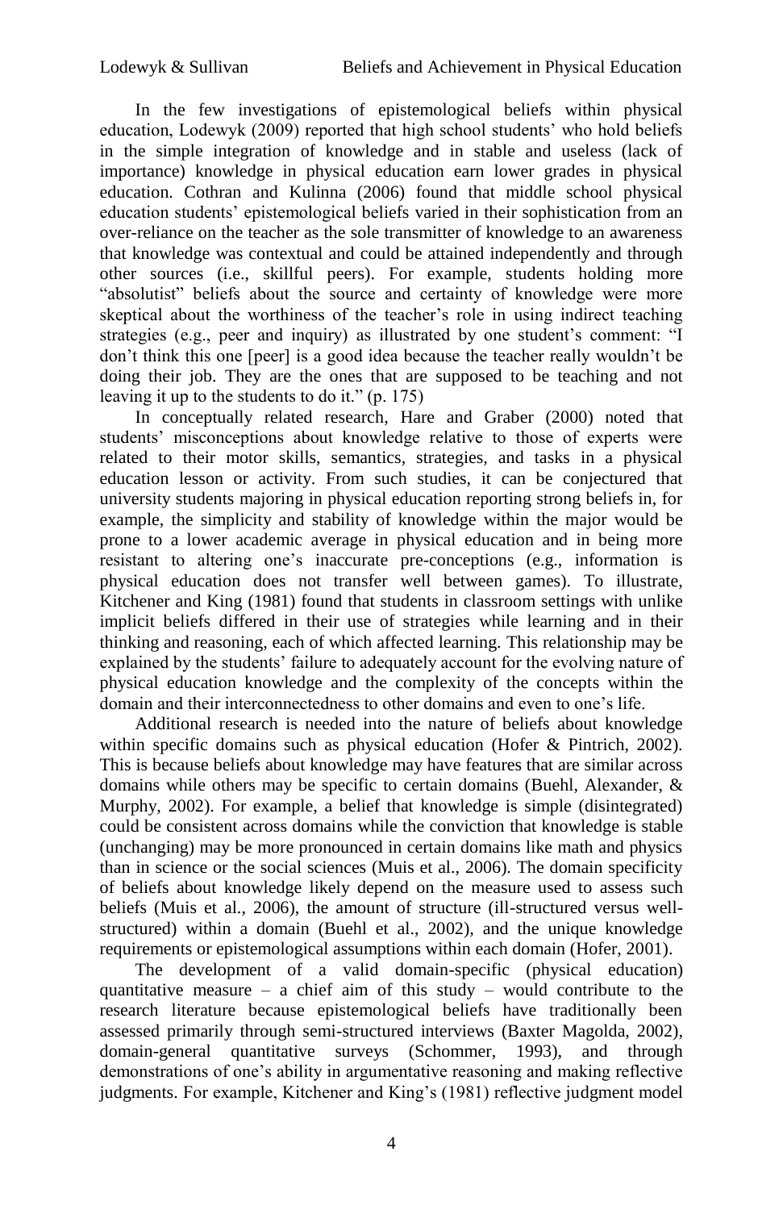In the few investigations of epistemological beliefs within physical education, Lodewyk (2009) reported that high school students' who hold beliefs in the simple integration of knowledge and in stable and useless (lack of importance) knowledge in physical education earn lower grades in physical education. Cothran and Kulinna (2006) found that middle school physical education students' epistemological beliefs varied in their sophistication from an over-reliance on the teacher as the sole transmitter of knowledge to an awareness that knowledge was contextual and could be attained independently and through other sources (i.e., skillful peers). For example, students holding more "absolutist" beliefs about the source and certainty of knowledge were more skeptical about the worthiness of the teacher's role in using indirect teaching strategies (e.g., peer and inquiry) as illustrated by one student's comment: "I don't think this one [peer] is a good idea because the teacher really wouldn't be doing their job. They are the ones that are supposed to be teaching and not leaving it up to the students to do it." (p. 175)

In conceptually related research, Hare and Graber (2000) noted that students' misconceptions about knowledge relative to those of experts were related to their motor skills, semantics, strategies, and tasks in a physical education lesson or activity. From such studies, it can be conjectured that university students majoring in physical education reporting strong beliefs in, for example, the simplicity and stability of knowledge within the major would be prone to a lower academic average in physical education and in being more resistant to altering one's inaccurate pre-conceptions (e.g., information is physical education does not transfer well between games). To illustrate, Kitchener and King (1981) found that students in classroom settings with unlike implicit beliefs differed in their use of strategies while learning and in their thinking and reasoning, each of which affected learning. This relationship may be explained by the students' failure to adequately account for the evolving nature of physical education knowledge and the complexity of the concepts within the domain and their interconnectedness to other domains and even to one's life.

Additional research is needed into the nature of beliefs about knowledge within specific domains such as physical education (Hofer & Pintrich, 2002). This is because beliefs about knowledge may have features that are similar across domains while others may be specific to certain domains (Buehl, Alexander, & Murphy, 2002). For example, a belief that knowledge is simple (disintegrated) could be consistent across domains while the conviction that knowledge is stable (unchanging) may be more pronounced in certain domains like math and physics than in science or the social sciences (Muis et al., 2006). The domain specificity of beliefs about knowledge likely depend on the measure used to assess such beliefs (Muis et al., 2006), the amount of structure (ill-structured versus well-structured) within a domain (Buehl et al., 2002), and the unique knowledge requirements or epistemological assumptions within each domain (Hofer, 2001).

The development of a valid domain-specific (physical education) quantitative measure – a chief aim of this study – would contribute to the research literature because epistemological beliefs have traditionally been assessed primarily through semi-structured interviews (Baxter Magolda, 2002), domain-general quantitative surveys (Schommer, 1993), and through demonstrations of one's ability in argumentative reasoning and making reflective judgments. For example, Kitchener and King's (1981) reflective judgment model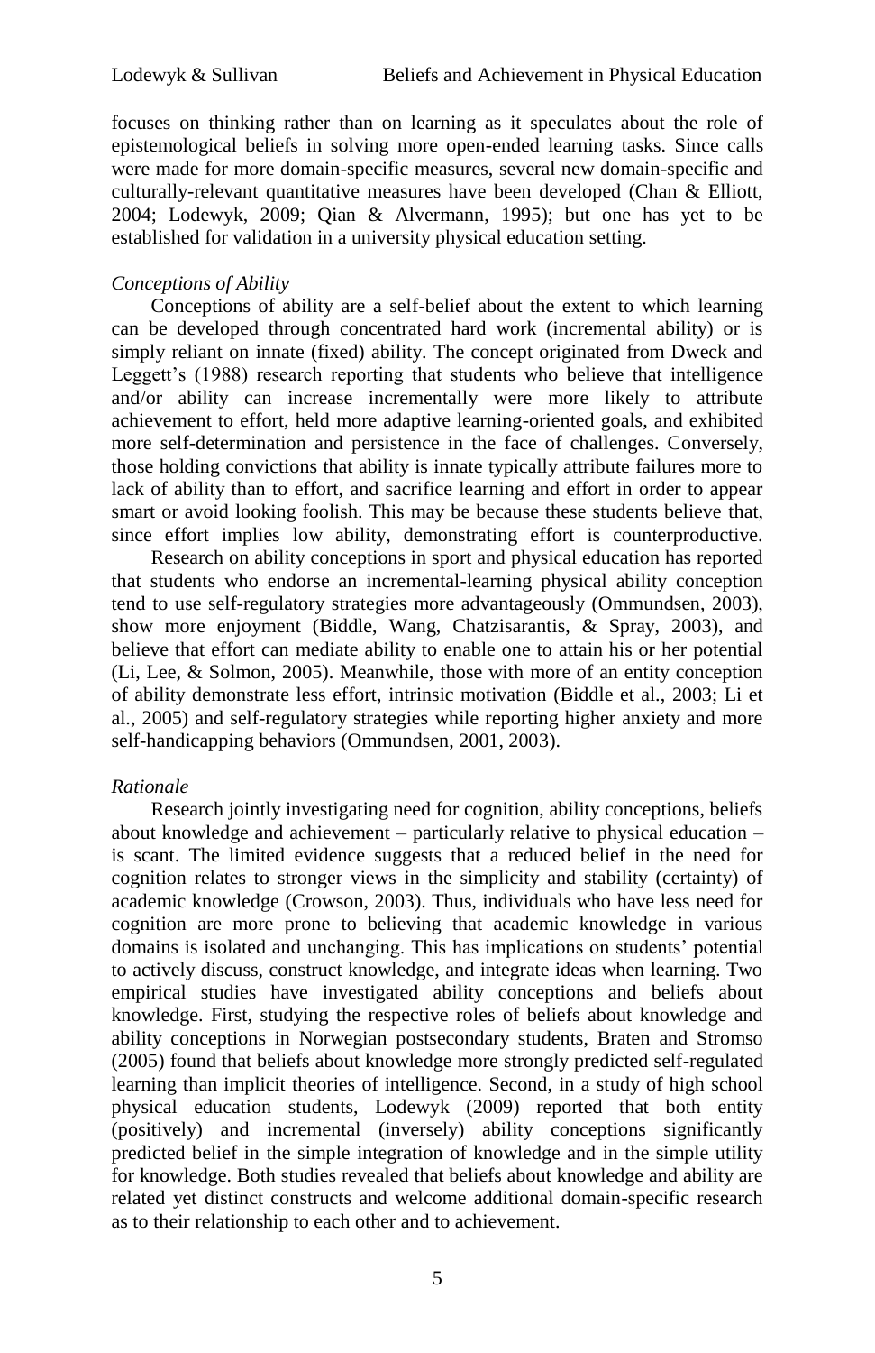focuses on thinking rather than on learning as it speculates about the role of epistemological beliefs in solving more open-ended learning tasks. Since calls were made for more domain-specific measures, several new domain-specific and culturally-relevant quantitative measures have been developed (Chan & Elliott, 2004; Lodewyk, 2009; Qian & Alvermann, 1995); but one has yet to be established for validation in a university physical education setting.

*Conceptions of Ability*

Conceptions of ability are a self-belief about the extent to which learning can be developed through concentrated hard work (incremental ability) or is simply reliant on innate (fixed) ability. The concept originated from Dweck and Leggett's (1988) research reporting that students who believe that intelligence and/or ability can increase incrementally were more likely to attribute achievement to effort, held more adaptive learning-oriented goals, and exhibited more self-determination and persistence in the face of challenges. Conversely, those holding convictions that ability is innate typically attribute failures more to lack of ability than to effort, and sacrifice learning and effort in order to appear smart or avoid looking foolish. This may be because these students believe that, since effort implies low ability, demonstrating effort is counterproductive.

Research on ability conceptions in sport and physical education has reported that students who endorse an incremental-learning physical ability conception tend to use self-regulatory strategies more advantageously (Ommundsen, 2003), show more enjoyment (Biddle, Wang, Chatzisarantis, & Spray, 2003), and believe that effort can mediate ability to enable one to attain his or her potential (Li, Lee, & Solmon, 2005). Meanwhile, those with more of an entity conception of ability demonstrate less effort, intrinsic motivation (Biddle et al., 2003; Li et al., 2005) and self-regulatory strategies while reporting higher anxiety and more self-handicapping behaviors (Ommundsen, 2001, 2003).

*Rationale*

Research jointly investigating need for cognition, ability conceptions, beliefs about knowledge and achievement – particularly relative to physical education – is scant. The limited evidence suggests that a reduced belief in the need for cognition relates to stronger views in the simplicity and stability (certainty) of academic knowledge (Crowson, 2003). Thus, individuals who have less need for cognition are more prone to believing that academic knowledge in various domains is isolated and unchanging. This has implications on students' potential to actively discuss, construct knowledge, and integrate ideas when learning. Two empirical studies have investigated ability conceptions and beliefs about knowledge. First, studying the respective roles of beliefs about knowledge and ability conceptions in Norwegian postsecondary students, Braten and Stromso (2005) found that beliefs about knowledge more strongly predicted self-regulated learning than implicit theories of intelligence. Second, in a study of high school physical education students, Lodewyk (2009) reported that both entity (positively) and incremental (inversely) ability conceptions significantly predicted belief in the simple integration of knowledge and in the simple utility for knowledge. Both studies revealed that beliefs about knowledge and ability are related yet distinct constructs and welcome additional domain-specific research as to their relationship to each other and to achievement.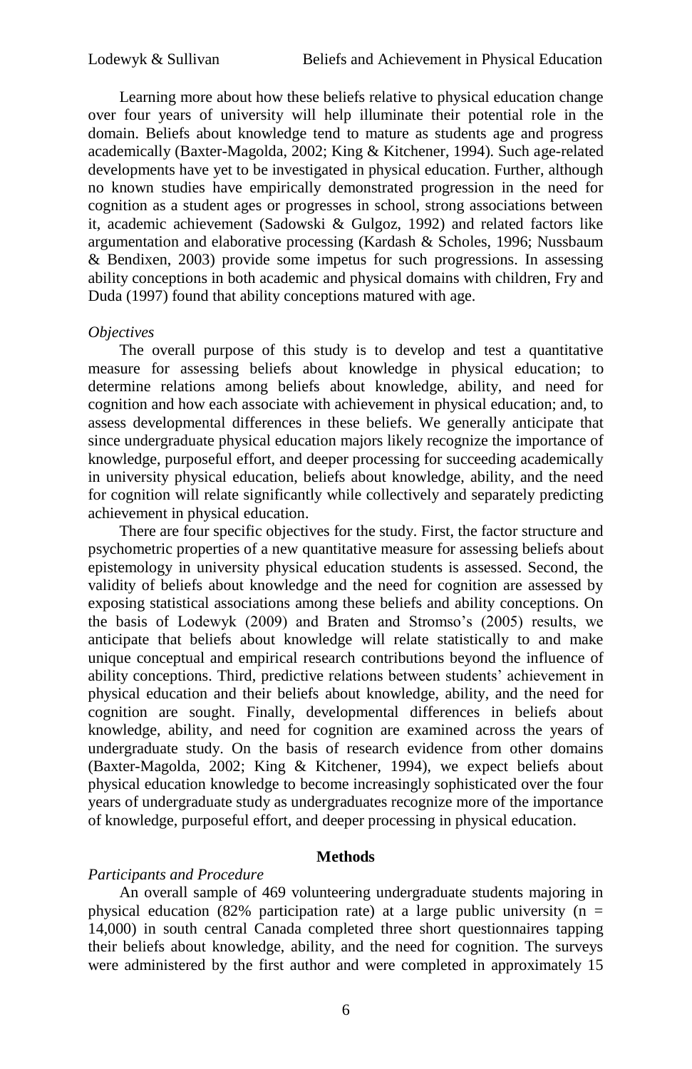Learning more about how these beliefs relative to physical education change over four years of university will help illuminate their potential role in the domain. Beliefs about knowledge tend to mature as students age and progress academically (Baxter-Magolda, 2002; King & Kitchener, 1994). Such age-related developments have yet to be investigated in physical education. Further, although no known studies have empirically demonstrated progression in the need for cognition as a student ages or progresses in school, strong associations between it, academic achievement (Sadowski & Gulgoz, 1992) and related factors like argumentation and elaborative processing (Kardash & Scholes, 1996; Nussbaum & Bendixen, 2003) provide some impetus for such progressions. In assessing ability conceptions in both academic and physical domains with children, Fry and Duda (1997) found that ability conceptions matured with age.

*Objectives*

The overall purpose of this study is to develop and test a quantitative measure for assessing beliefs about knowledge in physical education; to determine relations among beliefs about knowledge, ability, and need for cognition and how each associate with achievement in physical education; and, to assess developmental differences in these beliefs. We generally anticipate that since undergraduate physical education majors likely recognize the importance of knowledge, purposeful effort, and deeper processing for succeeding academically in university physical education, beliefs about knowledge, ability, and the need for cognition will relate significantly while collectively and separately predicting achievement in physical education.

There are four specific objectives for the study. First, the factor structure and psychometric properties of a new quantitative measure for assessing beliefs about epistemology in university physical education students is assessed. Second, the validity of beliefs about knowledge and the need for cognition are assessed by exposing statistical associations among these beliefs and ability conceptions. On the basis of Lodewyk (2009) and Braten and Stromso's (2005) results, we anticipate that beliefs about knowledge will relate statistically to and make unique conceptual and empirical research contributions beyond the influence of ability conceptions. Third, predictive relations between students' achievement in physical education and their beliefs about knowledge, ability, and the need for cognition are sought. Finally, developmental differences in beliefs about knowledge, ability, and need for cognition are examined across the years of undergraduate study. On the basis of research evidence from other domains (Baxter-Magolda, 2002; King & Kitchener, 1994), we expect beliefs about physical education knowledge to become increasingly sophisticated over the four years of undergraduate study as undergraduates recognize more of the importance of knowledge, purposeful effort, and deeper processing in physical education.

## Methods

*Participants and Procedure*

An overall sample of 469 volunteering undergraduate students majoring in physical education (82% participation rate) at a large public university ($n$ = 14,000) in south central Canada completed three short questionnaires tapping their beliefs about knowledge, ability, and the need for cognition. The surveys were administered by the first author and were completed in approximately 15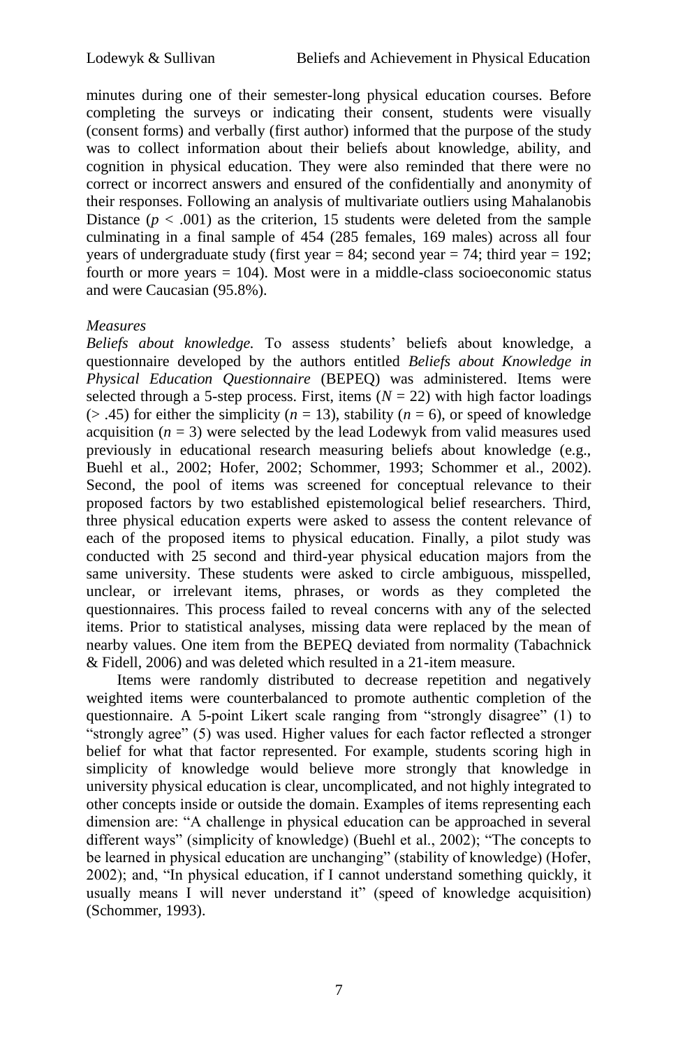minutes during one of their semester-long physical education courses. Before completing the surveys or indicating their consent, students were visually (consent forms) and verbally (first author) informed that the purpose of the study was to collect information about their beliefs about knowledge, ability, and cognition in physical education. They were also reminded that there were no correct or incorrect answers and ensured of the confidentially and anonymity of their responses. Following an analysis of multivariate outliers using Mahalanobis Distance ($p < .001$) as the criterion, 15 students were deleted from the sample culminating in a final sample of 454 (285 females, 169 males) across all four years of undergraduate study (first year = 84; second year = 74; third year = 192; fourth or more years = 104). Most were in a middle-class socioeconomic status and were Caucasian (95.8%).

### *Measures*

*Beliefs about knowledge.* To assess students' beliefs about knowledge, a questionnaire developed by the authors entitled *Beliefs about Knowledge in Physical Education Questionnaire* (BEPEQ) was administered. Items were selected through a 5-step process. First, items ($N = 22$) with high factor loadings (> .45) for either the simplicity ($n = 13$), stability ($n = 6$), or speed of knowledge acquisition ($n = 3$) were selected by the lead Lodewyk from valid measures used previously in educational research measuring beliefs about knowledge (e.g., Buehl et al., 2002; Hofer, 2002; Schommer, 1993; Schommer et al., 2002). Second, the pool of items was screened for conceptual relevance to their proposed factors by two established epistemological belief researchers. Third, three physical education experts were asked to assess the content relevance of each of the proposed items to physical education. Finally, a pilot study was conducted with 25 second and third-year physical education majors from the same university. These students were asked to circle ambiguous, misspelled, unclear, or irrelevant items, phrases, or words as they completed the questionnaires. This process failed to reveal concerns with any of the selected items. Prior to statistical analyses, missing data were replaced by the mean of nearby values. One item from the BEPEQ deviated from normality (Tabachnick & Fidell, 2006) and was deleted which resulted in a 21-item measure.

Items were randomly distributed to decrease repetition and negatively weighted items were counterbalanced to promote authentic completion of the questionnaire. A 5-point Likert scale ranging from "strongly disagree" (1) to "strongly agree" (5) was used. Higher values for each factor reflected a stronger belief for what that factor represented. For example, students scoring high in simplicity of knowledge would believe more strongly that knowledge in university physical education is clear, uncomplicated, and not highly integrated to other concepts inside or outside the domain. Examples of items representing each dimension are: "A challenge in physical education can be approached in several different ways" (simplicity of knowledge) (Buehl et al., 2002); "The concepts to be learned in physical education are unchanging" (stability of knowledge) (Hofer, 2002); and, "In physical education, if I cannot understand something quickly, it usually means I will never understand it" (speed of knowledge acquisition) (Schommer, 1993).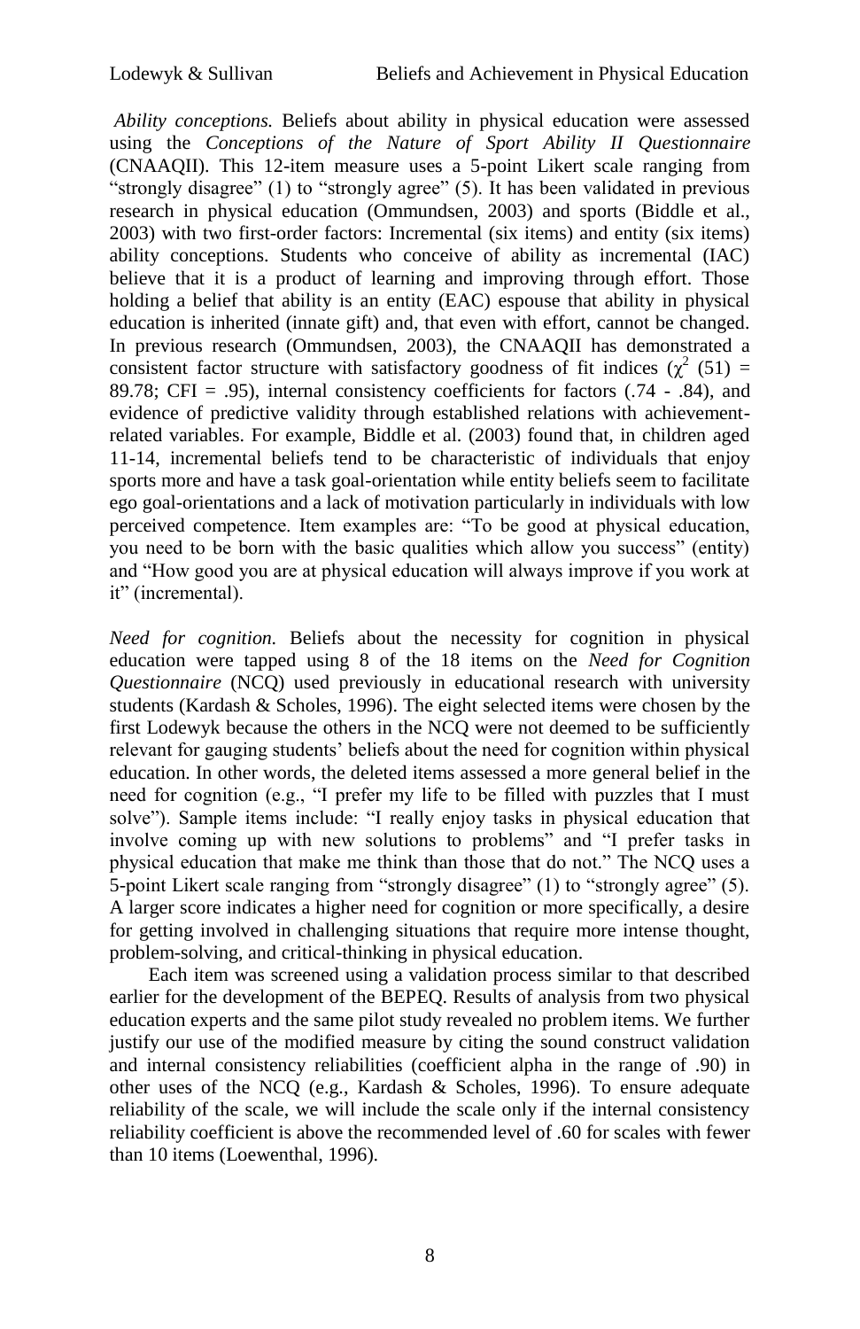*Ability conceptions.* Beliefs about ability in physical education were assessed using the *Conceptions of the Nature of Sport Ability II Questionnaire* (CNAAQII). This 12-item measure uses a 5-point Likert scale ranging from "strongly disagree" (1) to "strongly agree" (5). It has been validated in previous research in physical education (Ommundsen, 2003) and sports (Biddle et al., 2003) with two first-order factors: Incremental (six items) and entity (six items) ability conceptions. Students who conceive of ability as incremental (IAC) believe that it is a product of learning and improving through effort. Those holding a belief that ability is an entity (EAC) espouse that ability in physical education is inherited (innate gift) and, that even with effort, cannot be changed. In previous research (Ommundsen, 2003), the CNAAQII has demonstrated a consistent factor structure with satisfactory goodness of fit indices ($\chi^2$ (51) = 89.78; CFI = .95), internal consistency coefficients for factors (.74 - .84), and evidence of predictive validity through established relations with achievement-related variables. For example, Biddle et al. (2003) found that, in children aged 11-14, incremental beliefs tend to be characteristic of individuals that enjoy sports more and have a task goal-orientation while entity beliefs seem to facilitate ego goal-orientations and a lack of motivation particularly in individuals with low perceived competence. Item examples are: "To be good at physical education, you need to be born with the basic qualities which allow you success" (entity) and "How good you are at physical education will always improve if you work at it" (incremental).

*Need for cognition.* Beliefs about the necessity for cognition in physical education were tapped using 8 of the 18 items on the *Need for Cognition Questionnaire* (NCQ) used previously in educational research with university students (Kardash & Scholes, 1996). The eight selected items were chosen by the first Lodewyk because the others in the NCQ were not deemed to be sufficiently relevant for gauging students' beliefs about the need for cognition within physical education. In other words, the deleted items assessed a more general belief in the need for cognition (e.g., "I prefer my life to be filled with puzzles that I must solve"). Sample items include: "I really enjoy tasks in physical education that involve coming up with new solutions to problems" and "I prefer tasks in physical education that make me think than those that do not." The NCQ uses a 5-point Likert scale ranging from "strongly disagree" (1) to "strongly agree" (5). A larger score indicates a higher need for cognition or more specifically, a desire for getting involved in challenging situations that require more intense thought, problem-solving, and critical-thinking in physical education.

Each item was screened using a validation process similar to that described earlier for the development of the BEPEQ. Results of analysis from two physical education experts and the same pilot study revealed no problem items. We further justify our use of the modified measure by citing the sound construct validation and internal consistency reliabilities (coefficient alpha in the range of .90) in other uses of the NCQ (e.g., Kardash & Scholes, 1996). To ensure adequate reliability of the scale, we will include the scale only if the internal consistency reliability coefficient is above the recommended level of .60 for scales with fewer than 10 items (Loewenthal, 1996).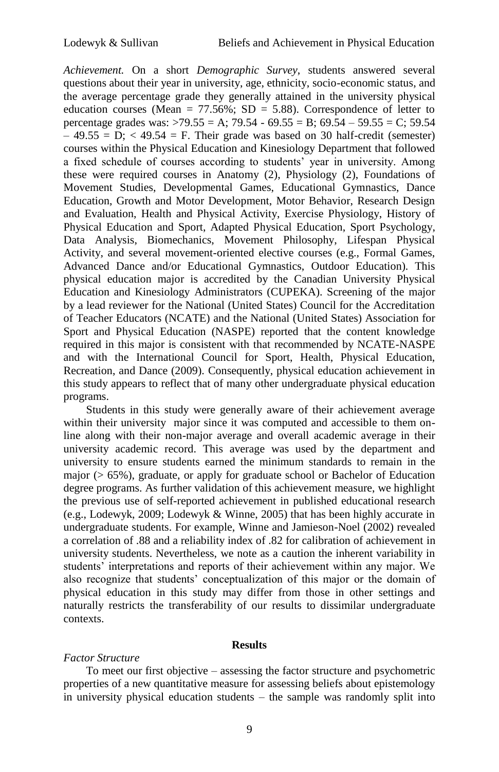*Achievement.* On a short *Demographic Survey*, students answered several questions about their year in university, age, ethnicity, socio-economic status, and the average percentage grade they generally attained in the university physical education courses (Mean = 77.56%; SD = 5.88). Correspondence of letter to percentage grades was: >79.55 = A; 79.54 - 69.55 = B; 69.54 – 59.55 = C; 59.54 – 49.55 = D; < 49.54 = F. Their grade was based on 30 half-credit (semester) courses within the Physical Education and Kinesiology Department that followed a fixed schedule of courses according to students' year in university. Among these were required courses in Anatomy (2), Physiology (2), Foundations of Movement Studies, Developmental Games, Educational Gymnastics, Dance Education, Growth and Motor Development, Motor Behavior, Research Design and Evaluation, Health and Physical Activity, Exercise Physiology, History of Physical Education and Sport, Adapted Physical Education, Sport Psychology, Data Analysis, Biomechanics, Movement Philosophy, Lifespan Physical Activity, and several movement-oriented elective courses (e.g., Formal Games, Advanced Dance and/or Educational Gymnastics, Outdoor Education). This physical education major is accredited by the Canadian University Physical Education and Kinesiology Administrators (CUPEKA). Screening of the major by a lead reviewer for the National (United States) Council for the Accreditation of Teacher Educators (NCATE) and the National (United States) Association for Sport and Physical Education (NASPE) reported that the content knowledge required in this major is consistent with that recommended by NCATE-NASPE and with the International Council for Sport, Health, Physical Education, Recreation, and Dance (2009). Consequently, physical education achievement in this study appears to reflect that of many other undergraduate physical education programs.

Students in this study were generally aware of their achievement average within their university major since it was computed and accessible to them on-line along with their non-major average and overall academic average in their university academic record. This average was used by the department and university to ensure students earned the minimum standards to remain in the major (> 65%), graduate, or apply for graduate school or Bachelor of Education degree programs. As further validation of this achievement measure, we highlight the previous use of self-reported achievement in published educational research (e.g., Lodewyk, 2009; Lodewyk & Winne, 2005) that has been highly accurate in undergraduate students. For example, Winne and Jamieson-Noel (2002) revealed a correlation of .88 and a reliability index of .82 for calibration of achievement in university students. Nevertheless, we note as a caution the inherent variability in students' interpretations and reports of their achievement within any major. We also recognize that students' conceptualization of this major or the domain of physical education in this study may differ from those in other settings and naturally restricts the transferability of our results to dissimilar undergraduate contexts.

## Results

*Factor Structure*

To meet our first objective – assessing the factor structure and psychometric properties of a new quantitative measure for assessing beliefs about epistemology in university physical education students – the sample was randomly split into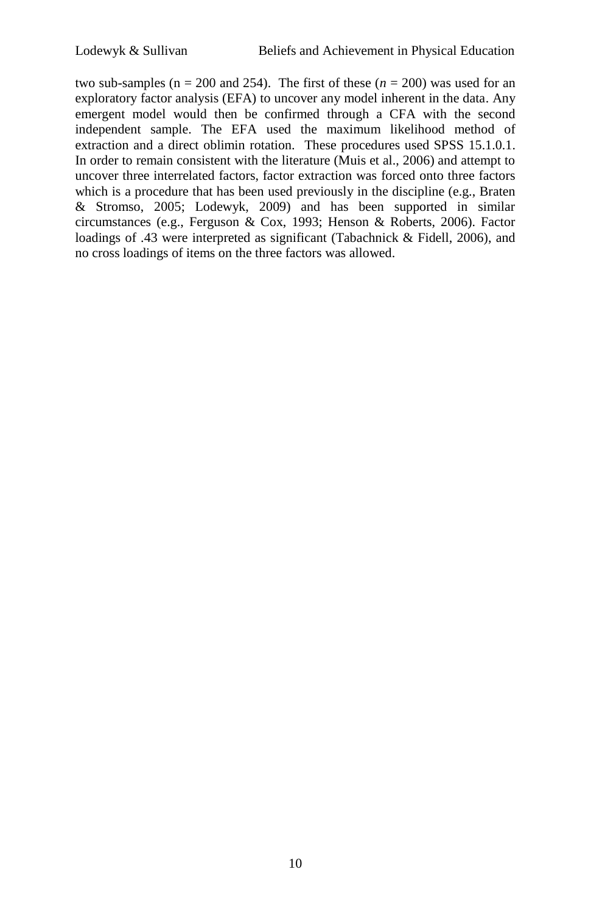two sub-samples (n = 200 and 254). The first of these ($n$ = 200) was used for an exploratory factor analysis (EFA) to uncover any model inherent in the data. Any emergent model would then be confirmed through a CFA with the second independent sample. The EFA used the maximum likelihood method of extraction and a direct oblimin rotation. These procedures used SPSS 15.1.0.1. In order to remain consistent with the literature (Muis et al., 2006) and attempt to uncover three interrelated factors, factor extraction was forced onto three factors which is a procedure that has been used previously in the discipline (e.g., Braten & Stromso, 2005; Lodewyk, 2009) and has been supported in similar circumstances (e.g., Ferguson & Cox, 1993; Henson & Roberts, 2006). Factor loadings of .43 were interpreted as significant (Tabachnick & Fidell, 2006), and no cross loadings of items on the three factors was allowed.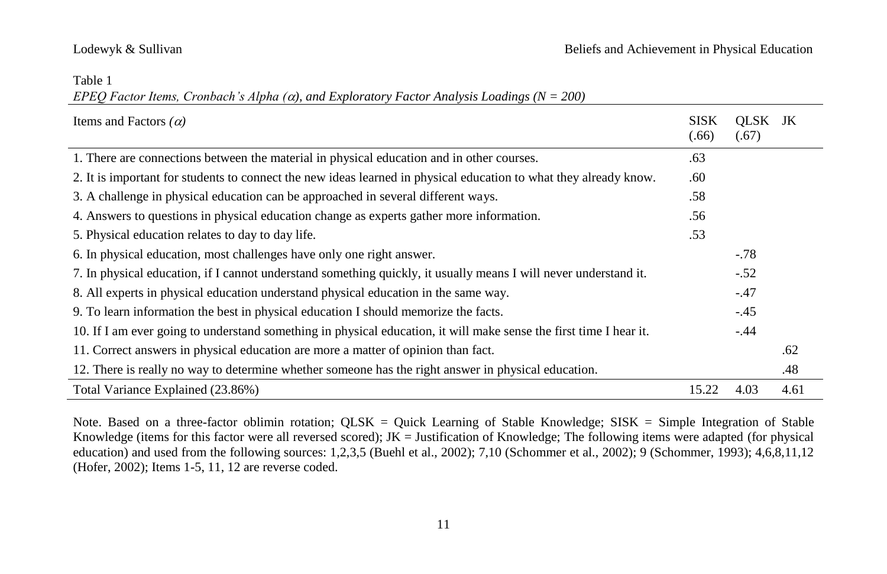Table 1

*EPEQ Factor Items, Cronbach's Alpha (α), and Exploratory Factor Analysis Loadings (N = 200)*

| Items and Factors *(α)* | SISK (.66) | QLSK (.67) | JK |
|---|---|---|---|
| 1. There are connections between the material in physical education and in other courses. | .63 | | |
| 2. It is important for students to connect the new ideas learned in physical education to what they already know. | .60 | | |
| 3. A challenge in physical education can be approached in several different ways. | .58 | | |
| 4. Answers to questions in physical education change as experts gather more information. | .56 | | |
| 5. Physical education relates to day to day life. | .53 | | |
| 6. In physical education, most challenges have only one right answer. | | -.78 | |
| 7. In physical education, if I cannot understand something quickly, it usually means I will never understand it. | | -.52 | |
| 8. All experts in physical education understand physical education in the same way. | | -.47 | |
| 9. To learn information the best in physical education I should memorize the facts. | | -.45 | |
| 10. If I am ever going to understand something in physical education, it will make sense the first time I hear it. | | -.44 | |
| 11. Correct answers in physical education are more a matter of opinion than fact. | | | .62 |
| 12. There is really no way to determine whether someone has the right answer in physical education. | | | .48 |
| Total Variance Explained (23.86%) | 15.22 | 4.03 | 4.61 |

Note. Based on a three-factor oblimin rotation; QLSK = Quick Learning of Stable Knowledge; SISK = Simple Integration of Stable Knowledge (items for this factor were all reversed scored); JK = Justification of Knowledge; The following items were adapted (for physical education) and used from the following sources: 1,2,3,5 (Buehl et al., 2002); 7,10 (Schommer et al., 2002); 9 (Schommer, 1993); 4,6,8,11,12 (Hofer, 2002); Items 1-5, 11, 12 are reverse coded.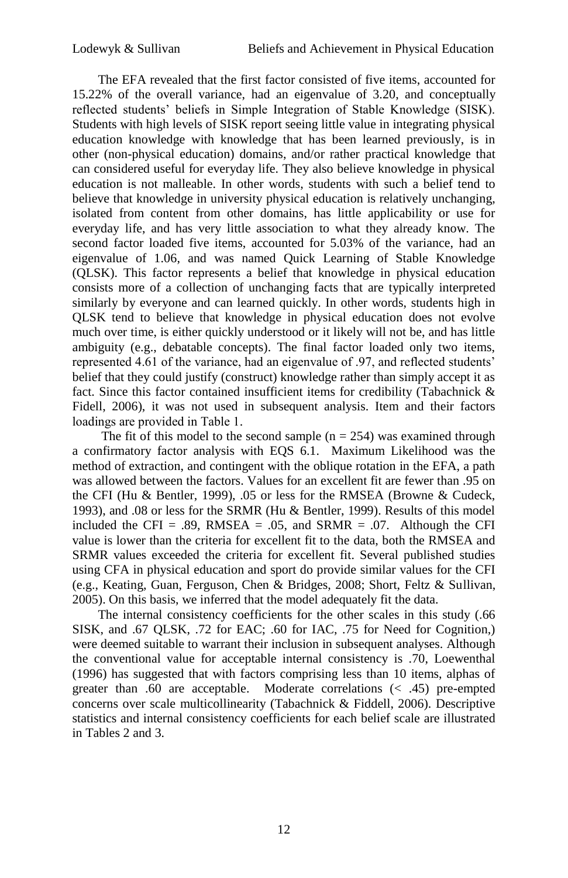The EFA revealed that the first factor consisted of five items, accounted for 15.22% of the overall variance, had an eigenvalue of 3.20, and conceptually reflected students' beliefs in Simple Integration of Stable Knowledge (SISK). Students with high levels of SISK report seeing little value in integrating physical education knowledge with knowledge that has been learned previously, is in other (non-physical education) domains, and/or rather practical knowledge that can considered useful for everyday life. They also believe knowledge in physical education is not malleable. In other words, students with such a belief tend to believe that knowledge in university physical education is relatively unchanging, isolated from content from other domains, has little applicability or use for everyday life, and has very little association to what they already know. The second factor loaded five items, accounted for 5.03% of the variance, had an eigenvalue of 1.06, and was named Quick Learning of Stable Knowledge (QLSK). This factor represents a belief that knowledge in physical education consists more of a collection of unchanging facts that are typically interpreted similarly by everyone and can learned quickly. In other words, students high in QLSK tend to believe that knowledge in physical education does not evolve much over time, is either quickly understood or it likely will not be, and has little ambiguity (e.g., debatable concepts). The final factor loaded only two items, represented 4.61 of the variance, had an eigenvalue of .97, and reflected students' belief that they could justify (construct) knowledge rather than simply accept it as fact. Since this factor contained insufficient items for credibility (Tabachnick & Fidell, 2006), it was not used in subsequent analysis. Item and their factors loadings are provided in Table 1.

The fit of this model to the second sample ($n = 254$) was examined through a confirmatory factor analysis with EQS 6.1. Maximum Likelihood was the method of extraction, and contingent with the oblique rotation in the EFA, a path was allowed between the factors. Values for an excellent fit are fewer than .95 on the CFI (Hu & Bentler, 1999), .05 or less for the RMSEA (Browne & Cudeck, 1993), and .08 or less for the SRMR (Hu & Bentler, 1999). Results of this model included the CFI = .89, RMSEA = .05, and SRMR = .07. Although the CFI value is lower than the criteria for excellent fit to the data, both the RMSEA and SRMR values exceeded the criteria for excellent fit. Several published studies using CFA in physical education and sport do provide similar values for the CFI (e.g., Keating, Guan, Ferguson, Chen & Bridges, 2008; Short, Feltz & Sullivan, 2005). On this basis, we inferred that the model adequately fit the data.

The internal consistency coefficients for the other scales in this study (.66 SISK, and .67 QLSK, .72 for EAC; .60 for IAC, .75 for Need for Cognition,) were deemed suitable to warrant their inclusion in subsequent analyses. Although the conventional value for acceptable internal consistency is .70, Loewenthal (1996) has suggested that with factors comprising less than 10 items, alphas of greater than .60 are acceptable. Moderate correlations (< .45) pre-empted concerns over scale multicollinearity (Tabachnick & Fiddell, 2006). Descriptive statistics and internal consistency coefficients for each belief scale are illustrated in Tables 2 and 3.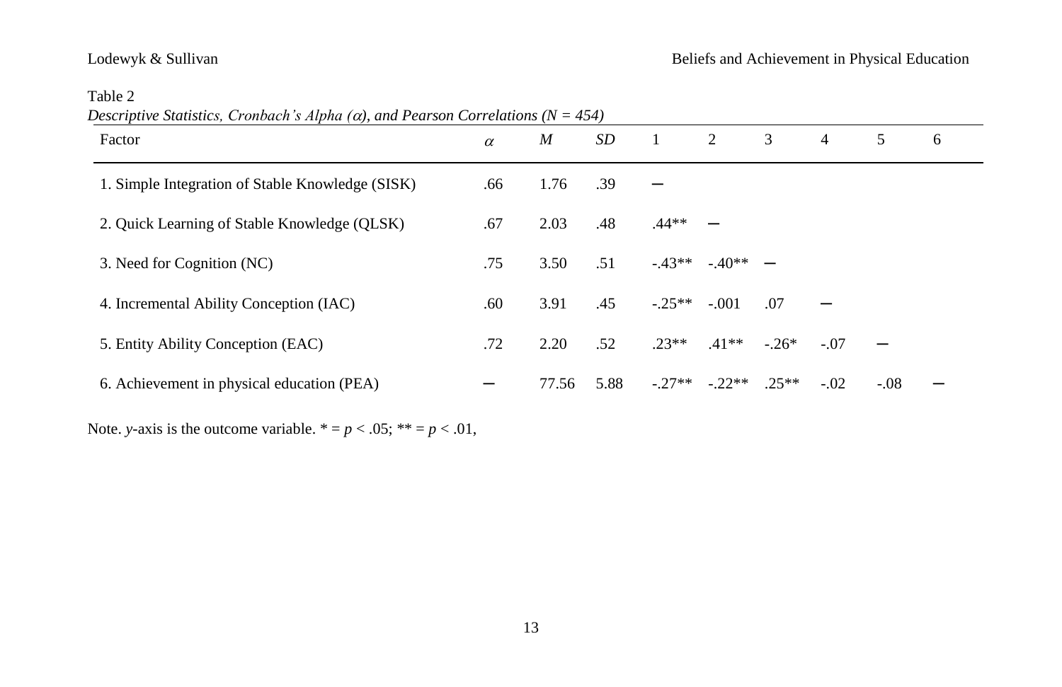Table 2

*Descriptive Statistics, Cronbach's Alpha (α), and Pearson Correlations (N = 454)*

| Factor | *α* | *M* | *SD* | 1 | 2 | 3 | 4 | 5 | 6 |
|---|---|---|---|---|---|---|---|---|---|
| 1. Simple Integration of Stable Knowledge (SISK) | .66 | 1.76 | .39 | – | | | | | |
| 2. Quick Learning of Stable Knowledge (QLSK) | .67 | 2.03 | .48 | .44** | – | | | | |
| 3. Need for Cognition (NC) | .75 | 3.50 | .51 | -.43** | -.40** | – | | | |
| 4. Incremental Ability Conception (IAC) | .60 | 3.91 | .45 | -.25** | -.001 | .07 | – | | |
| 5. Entity Ability Conception (EAC) | .72 | 2.20 | .52 | .23** | .41** | -.26* | -.07 | – | |
| 6. Achievement in physical education (PEA) | – | 77.56 | 5.88 | -.27** | -.22** | .25** | -.02 | -.08 | – |

Note. *y*-axis is the outcome variable. * = $p < .05$; ** = $p < .01$,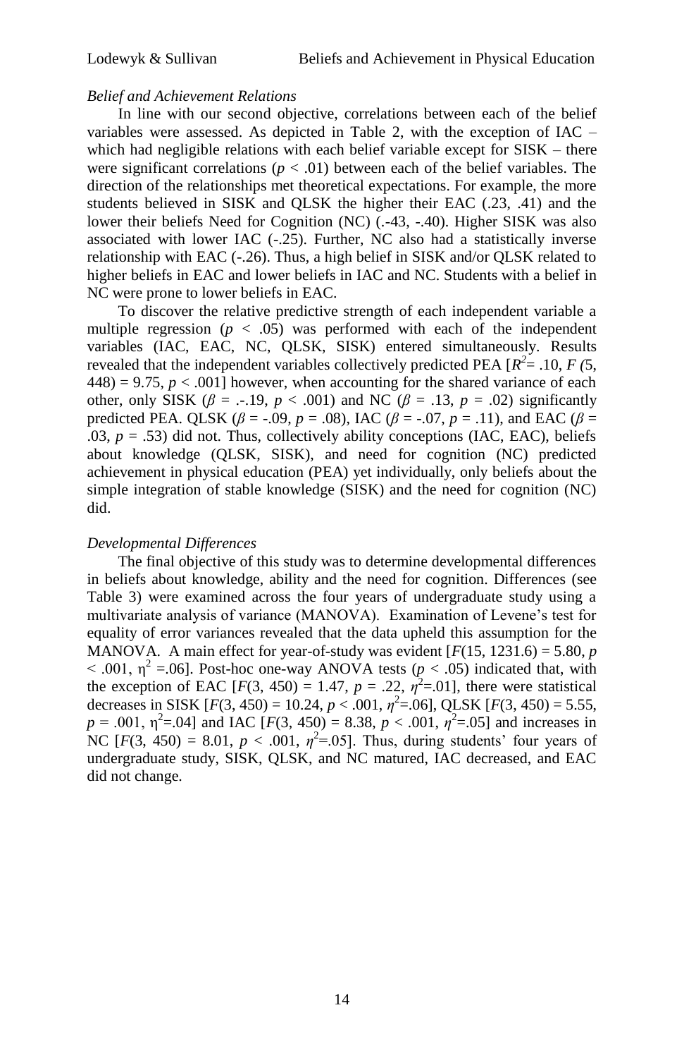*Belief and Achievement Relations*

In line with our second objective, correlations between each of the belief variables were assessed. As depicted in Table 2, with the exception of IAC – which had negligible relations with each belief variable except for SISK – there were significant correlations ($p < .01$) between each of the belief variables. The direction of the relationships met theoretical expectations. For example, the more students believed in SISK and QLSK the higher their EAC (.23, .41) and the lower their beliefs Need for Cognition (NC) (.-43, -.40). Higher SISK was also associated with lower IAC (-.25). Further, NC also had a statistically inverse relationship with EAC (-.26). Thus, a high belief in SISK and/or QLSK related to higher beliefs in EAC and lower beliefs in IAC and NC. Students with a belief in NC were prone to lower beliefs in EAC.

To discover the relative predictive strength of each independent variable a multiple regression ($p < .05$) was performed with each of the independent variables (IAC, EAC, NC, QLSK, SISK) entered simultaneously. Results revealed that the independent variables collectively predicted PEA [$R^2 = .10$, $F(5, 448) = 9.75$, $p < .001$] however, when accounting for the shared variance of each other, only SISK ($\beta$ = .-.19, $p < .001$) and NC ($\beta = .13$, $p = .02$) significantly predicted PEA. QLSK ($\beta = -.09$, $p = .08$), IAC ($\beta = -.07$, $p = .11$), and EAC ($\beta = .03$, $p = .53$) did not. Thus, collectively ability conceptions (IAC, EAC), beliefs about knowledge (QLSK, SISK), and need for cognition (NC) predicted achievement in physical education (PEA) yet individually, only beliefs about the simple integration of stable knowledge (SISK) and the need for cognition (NC) did.

*Developmental Differences*

The final objective of this study was to determine developmental differences in beliefs about knowledge, ability and the need for cognition. Differences (see Table 3) were examined across the four years of undergraduate study using a multivariate analysis of variance (MANOVA). Examination of Levene's test for equality of error variances revealed that the data upheld this assumption for the MANOVA. A main effect for year-of-study was evident [$F(15, 1231.6) = 5.80$, $p < .001$, $\eta^2 = .06$]. Post-hoc one-way ANOVA tests ($p < .05$) indicated that, with the exception of EAC [$F(3, 450) = 1.47$, $p = .22$, $\eta^2 = .01$], there were statistical decreases in SISK [$F(3, 450) = 10.24$, $p < .001$, $\eta^2 = .06$], QLSK [$F(3, 450) = 5.55$, $p = .001$, $\eta^2 = .04$] and IAC [$F(3, 450) = 8.38$, $p < .001$, $\eta^2 = .05$] and increases in NC [$F(3, 450) = 8.01$, $p < .001$, $\eta^2 = .05$]. Thus, during students' four years of undergraduate study, SISK, QLSK, and NC matured, IAC decreased, and EAC did not change.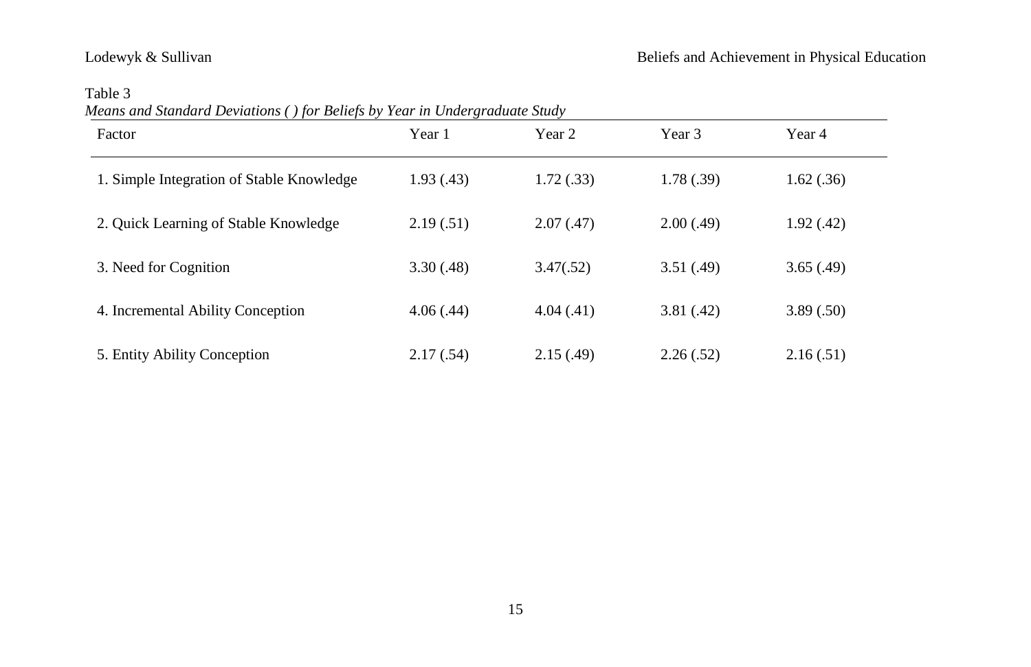Table 3

*Means and Standard Deviations ( ) for Beliefs by Year in Undergraduate Study*

| Factor | Year 1 | Year 2 | Year 3 | Year 4 |
|---|---|---|---|---|
| 1. Simple Integration of Stable Knowledge | 1.93 (.43) | 1.72 (.33) | 1.78 (.39) | 1.62 (.36) |
| 2. Quick Learning of Stable Knowledge | 2.19 (.51) | 2.07 (.47) | 2.00 (.49) | 1.92 (.42) |
| 3. Need for Cognition | 3.30 (.48) | 3.47(.52) | 3.51 (.49) | 3.65 (.49) |
| 4. Incremental Ability Conception | 4.06 (.44) | 4.04 (.41) | 3.81 (.42) | 3.89 (.50) |
| 5. Entity Ability Conception | 2.17 (.54) | 2.15 (.49) | 2.26 (.52) | 2.16 (.51) |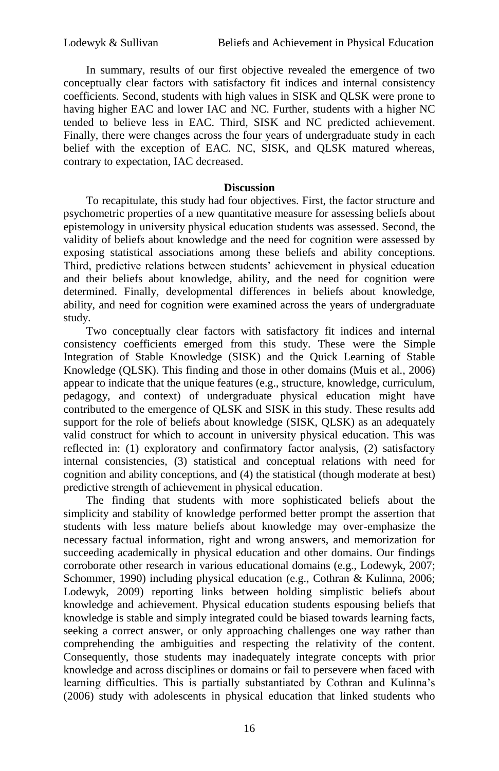In summary, results of our first objective revealed the emergence of two conceptually clear factors with satisfactory fit indices and internal consistency coefficients. Second, students with high values in SISK and QLSK were prone to having higher EAC and lower IAC and NC. Further, students with a higher NC tended to believe less in EAC. Third, SISK and NC predicted achievement. Finally, there were changes across the four years of undergraduate study in each belief with the exception of EAC. NC, SISK, and QLSK matured whereas, contrary to expectation, IAC decreased.

## Discussion

To recapitulate, this study had four objectives. First, the factor structure and psychometric properties of a new quantitative measure for assessing beliefs about epistemology in university physical education students was assessed. Second, the validity of beliefs about knowledge and the need for cognition were assessed by exposing statistical associations among these beliefs and ability conceptions. Third, predictive relations between students' achievement in physical education and their beliefs about knowledge, ability, and the need for cognition were determined. Finally, developmental differences in beliefs about knowledge, ability, and need for cognition were examined across the years of undergraduate study.

Two conceptually clear factors with satisfactory fit indices and internal consistency coefficients emerged from this study. These were the Simple Integration of Stable Knowledge (SISK) and the Quick Learning of Stable Knowledge (QLSK). This finding and those in other domains (Muis et al., 2006) appear to indicate that the unique features (e.g., structure, knowledge, curriculum, pedagogy, and context) of undergraduate physical education might have contributed to the emergence of QLSK and SISK in this study. These results add support for the role of beliefs about knowledge (SISK, QLSK) as an adequately valid construct for which to account in university physical education. This was reflected in: (1) exploratory and confirmatory factor analysis, (2) satisfactory internal consistencies, (3) statistical and conceptual relations with need for cognition and ability conceptions, and (4) the statistical (though moderate at best) predictive strength of achievement in physical education.

The finding that students with more sophisticated beliefs about the simplicity and stability of knowledge performed better prompt the assertion that students with less mature beliefs about knowledge may over-emphasize the necessary factual information, right and wrong answers, and memorization for succeeding academically in physical education and other domains. Our findings corroborate other research in various educational domains (e.g., Lodewyk, 2007; Schommer, 1990) including physical education (e.g., Cothran & Kulinna, 2006; Lodewyk, 2009) reporting links between holding simplistic beliefs about knowledge and achievement. Physical education students espousing beliefs that knowledge is stable and simply integrated could be biased towards learning facts, seeking a correct answer, or only approaching challenges one way rather than comprehending the ambiguities and respecting the relativity of the content. Consequently, those students may inadequately integrate concepts with prior knowledge and across disciplines or domains or fail to persevere when faced with learning difficulties. This is partially substantiated by Cothran and Kulinna's (2006) study with adolescents in physical education that linked students who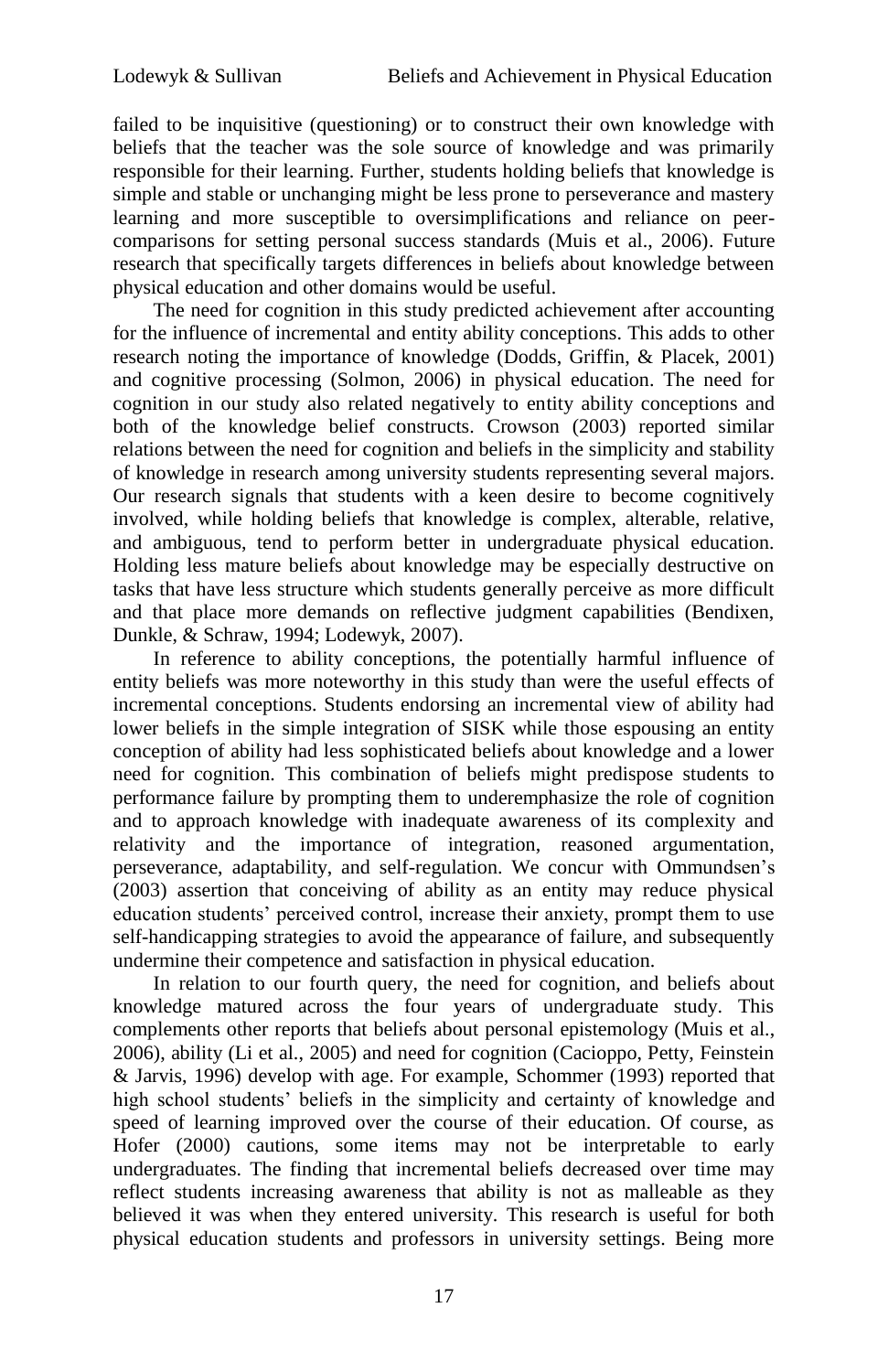failed to be inquisitive (questioning) or to construct their own knowledge with beliefs that the teacher was the sole source of knowledge and was primarily responsible for their learning. Further, students holding beliefs that knowledge is simple and stable or unchanging might be less prone to perseverance and mastery learning and more susceptible to oversimplifications and reliance on peer-comparisons for setting personal success standards (Muis et al., 2006). Future research that specifically targets differences in beliefs about knowledge between physical education and other domains would be useful.

The need for cognition in this study predicted achievement after accounting for the influence of incremental and entity ability conceptions. This adds to other research noting the importance of knowledge (Dodds, Griffin, & Placek, 2001) and cognitive processing (Solmon, 2006) in physical education. The need for cognition in our study also related negatively to entity ability conceptions and both of the knowledge belief constructs. Crowson (2003) reported similar relations between the need for cognition and beliefs in the simplicity and stability of knowledge in research among university students representing several majors. Our research signals that students with a keen desire to become cognitively involved, while holding beliefs that knowledge is complex, alterable, relative, and ambiguous, tend to perform better in undergraduate physical education. Holding less mature beliefs about knowledge may be especially destructive on tasks that have less structure which students generally perceive as more difficult and that place more demands on reflective judgment capabilities (Bendixen, Dunkle, & Schraw, 1994; Lodewyk, 2007).

In reference to ability conceptions, the potentially harmful influence of entity beliefs was more noteworthy in this study than were the useful effects of incremental conceptions. Students endorsing an incremental view of ability had lower beliefs in the simple integration of SISK while those espousing an entity conception of ability had less sophisticated beliefs about knowledge and a lower need for cognition. This combination of beliefs might predispose students to performance failure by prompting them to underemphasize the role of cognition and to approach knowledge with inadequate awareness of its complexity and relativity and the importance of integration, reasoned argumentation, perseverance, adaptability, and self-regulation. We concur with Ommundsen's (2003) assertion that conceiving of ability as an entity may reduce physical education students' perceived control, increase their anxiety, prompt them to use self-handicapping strategies to avoid the appearance of failure, and subsequently undermine their competence and satisfaction in physical education.

In relation to our fourth query, the need for cognition, and beliefs about knowledge matured across the four years of undergraduate study. This complements other reports that beliefs about personal epistemology (Muis et al., 2006), ability (Li et al., 2005) and need for cognition (Cacioppo, Petty, Feinstein & Jarvis, 1996) develop with age. For example, Schommer (1993) reported that high school students' beliefs in the simplicity and certainty of knowledge and speed of learning improved over the course of their education. Of course, as Hofer (2000) cautions, some items may not be interpretable to early undergraduates. The finding that incremental beliefs decreased over time may reflect students increasing awareness that ability is not as malleable as they believed it was when they entered university. This research is useful for both physical education students and professors in university settings. Being more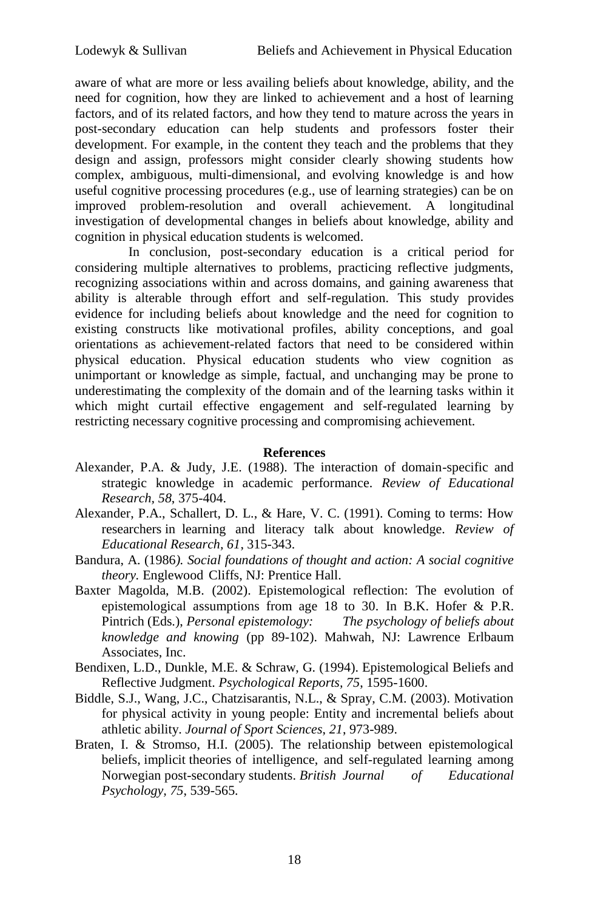aware of what are more or less availing beliefs about knowledge, ability, and the need for cognition, how they are linked to achievement and a host of learning factors, and of its related factors, and how they tend to mature across the years in post-secondary education can help students and professors foster their development. For example, in the content they teach and the problems that they design and assign, professors might consider clearly showing students how complex, ambiguous, multi-dimensional, and evolving knowledge is and how useful cognitive processing procedures (e.g., use of learning strategies) can be on improved problem-resolution and overall achievement. A longitudinal investigation of developmental changes in beliefs about knowledge, ability and cognition in physical education students is welcomed.

In conclusion, post-secondary education is a critical period for considering multiple alternatives to problems, practicing reflective judgments, recognizing associations within and across domains, and gaining awareness that ability is alterable through effort and self-regulation. This study provides evidence for including beliefs about knowledge and the need for cognition to existing constructs like motivational profiles, ability conceptions, and goal orientations as achievement-related factors that need to be considered within physical education. Physical education students who view cognition as unimportant or knowledge as simple, factual, and unchanging may be prone to underestimating the complexity of the domain and of the learning tasks within it which might curtail effective engagement and self-regulated learning by restricting necessary cognitive processing and compromising achievement.

## References

Alexander, P.A. & Judy, J.E. (1988). The interaction of domain-specific and strategic knowledge in academic performance. *Review of Educational Research, 58*, 375-404.

Alexander, P.A., Schallert, D. L., & Hare, V. C. (1991). Coming to terms: How researchers in learning and literacy talk about knowledge. *Review of Educational Research, 61*, 315-343.

Bandura, A. (1986*). Social foundations of thought and action: A social cognitive theory.* Englewood Cliffs, NJ: Prentice Hall.

Baxter Magolda, M.B. (2002). Epistemological reflection: The evolution of epistemological assumptions from age 18 to 30. In B.K. Hofer & P.R. Pintrich (Eds.), *Personal epistemology: The psychology of beliefs about knowledge and knowing* (pp 89-102). Mahwah, NJ: Lawrence Erlbaum Associates, Inc.

Bendixen, L.D., Dunkle, M.E. & Schraw, G. (1994). Epistemological Beliefs and Reflective Judgment. *Psychological Reports, 75*, 1595-1600.

Biddle, S.J., Wang, J.C., Chatzisarantis, N.L., & Spray, C.M. (2003). Motivation for physical activity in young people: Entity and incremental beliefs about athletic ability. *Journal of Sport Sciences*, *21*, 973-989.

Braten, I. & Stromso, H.I. (2005). The relationship between epistemological beliefs, implicit theories of intelligence, and self-regulated learning among Norwegian post-secondary students. *British Journal of Educational Psychology, 75*, 539-565.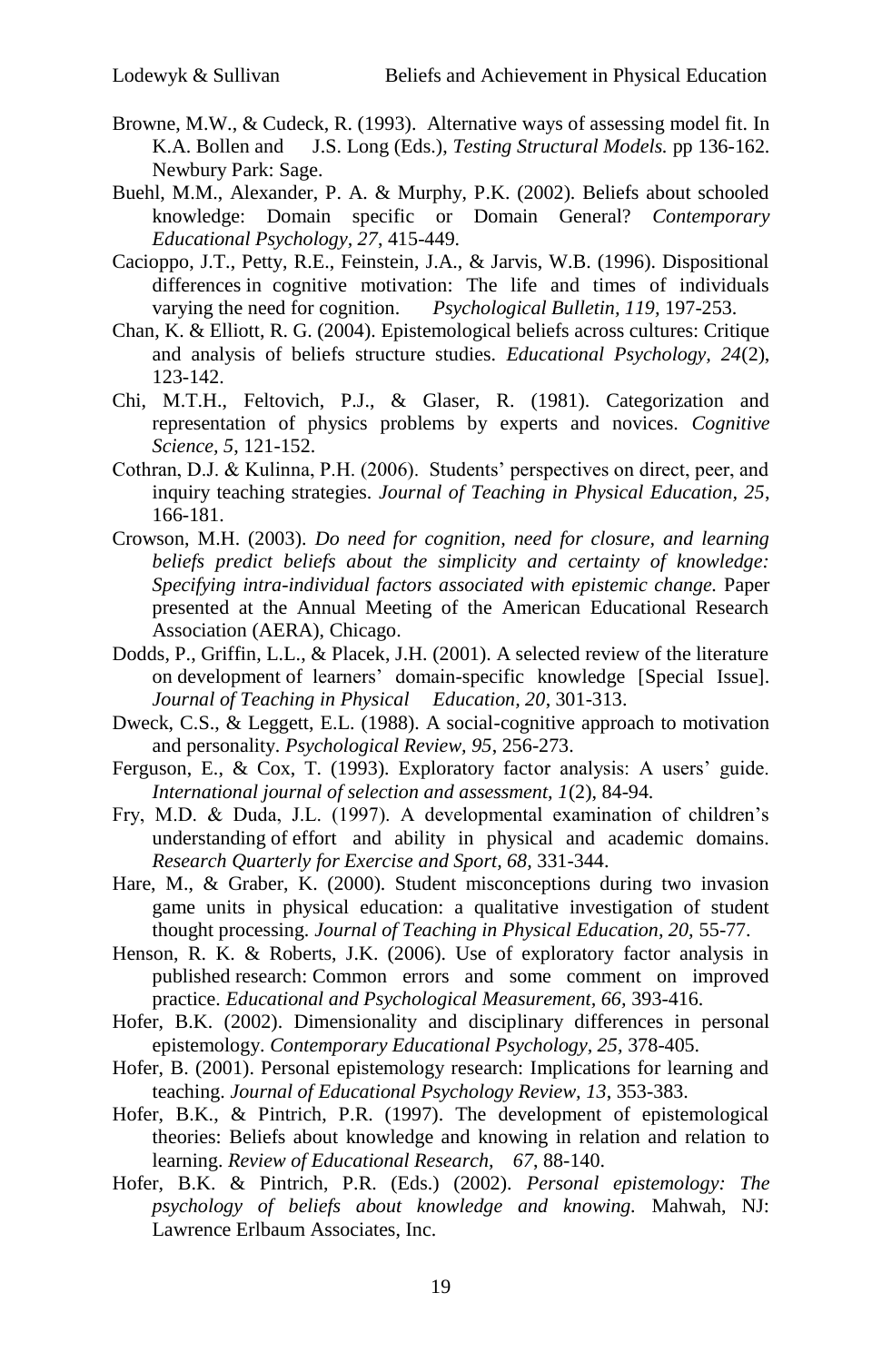Browne, M.W., & Cudeck, R. (1993). Alternative ways of assessing model fit. In K.A. Bollen and J.S. Long (Eds.), *Testing Structural Models.* pp 136-162. Newbury Park: Sage.

Buehl, M.M., Alexander, P. A. & Murphy, P.K. (2002). Beliefs about schooled knowledge: Domain specific or Domain General? *Contemporary Educational Psychology, 27*, 415-449.

Cacioppo, J.T., Petty, R.E., Feinstein, J.A., & Jarvis, W.B. (1996). Dispositional differences in cognitive motivation: The life and times of individuals varying the need for cognition. *Psychological Bulletin, 119,* 197-253.

Chan, K. & Elliott, R. G. (2004). Epistemological beliefs across cultures: Critique and analysis of beliefs structure studies. *Educational Psychology, 24*(2), 123-142.

Chi, M.T.H., Feltovich, P.J., & Glaser, R. (1981). Categorization and representation of physics problems by experts and novices. *Cognitive Science, 5*, 121-152.

Cothran, D.J. & Kulinna, P.H. (2006). Students' perspectives on direct, peer, and inquiry teaching strategies. *Journal of Teaching in Physical Education, 25*, 166-181.

Crowson, M.H. (2003). *Do need for cognition, need for closure, and learning beliefs predict beliefs about the simplicity and certainty of knowledge: Specifying intra-individual factors associated with epistemic change.* Paper presented at the Annual Meeting of the American Educational Research Association (AERA), Chicago.

Dodds, P., Griffin, L.L., & Placek, J.H. (2001). A selected review of the literature on development of learners' domain-specific knowledge [Special Issue]. *Journal of Teaching in Physical Education, 20*, 301-313.

Dweck, C.S., & Leggett, E.L. (1988). A social-cognitive approach to motivation and personality. *Psychological Review, 95*, 256-273.

Ferguson, E., & Cox, T. (1993). Exploratory factor analysis: A users' guide. *International journal of selection and assessment, 1*(2), 84-94.

Fry, M.D. & Duda, J.L. (1997). A developmental examination of children's understanding of effort and ability in physical and academic domains. *Research Quarterly for Exercise and Sport, 68,* 331-344.

Hare, M., & Graber, K. (2000). Student misconceptions during two invasion game units in physical education: a qualitative investigation of student thought processing. *Journal of Teaching in Physical Education, 20,* 55-77.

Henson, R. K. & Roberts, J.K. (2006). Use of exploratory factor analysis in published research: Common errors and some comment on improved practice. *Educational and Psychological Measurement, 66,* 393-416.

Hofer, B.K. (2002). Dimensionality and disciplinary differences in personal epistemology. *Contemporary Educational Psychology, 25,* 378-405.

Hofer, B. (2001). Personal epistemology research: Implications for learning and teaching. *Journal of Educational Psychology Review, 13*, 353-383.

Hofer, B.K., & Pintrich, P.R. (1997). The development of epistemological theories: Beliefs about knowledge and knowing in relation and relation to learning. *Review of Educational Research, 67*, 88-140.

Hofer, B.K. & Pintrich, P.R. (Eds.) (2002). *Personal epistemology: The psychology of beliefs about knowledge and knowing.* Mahwah, NJ: Lawrence Erlbaum Associates, Inc.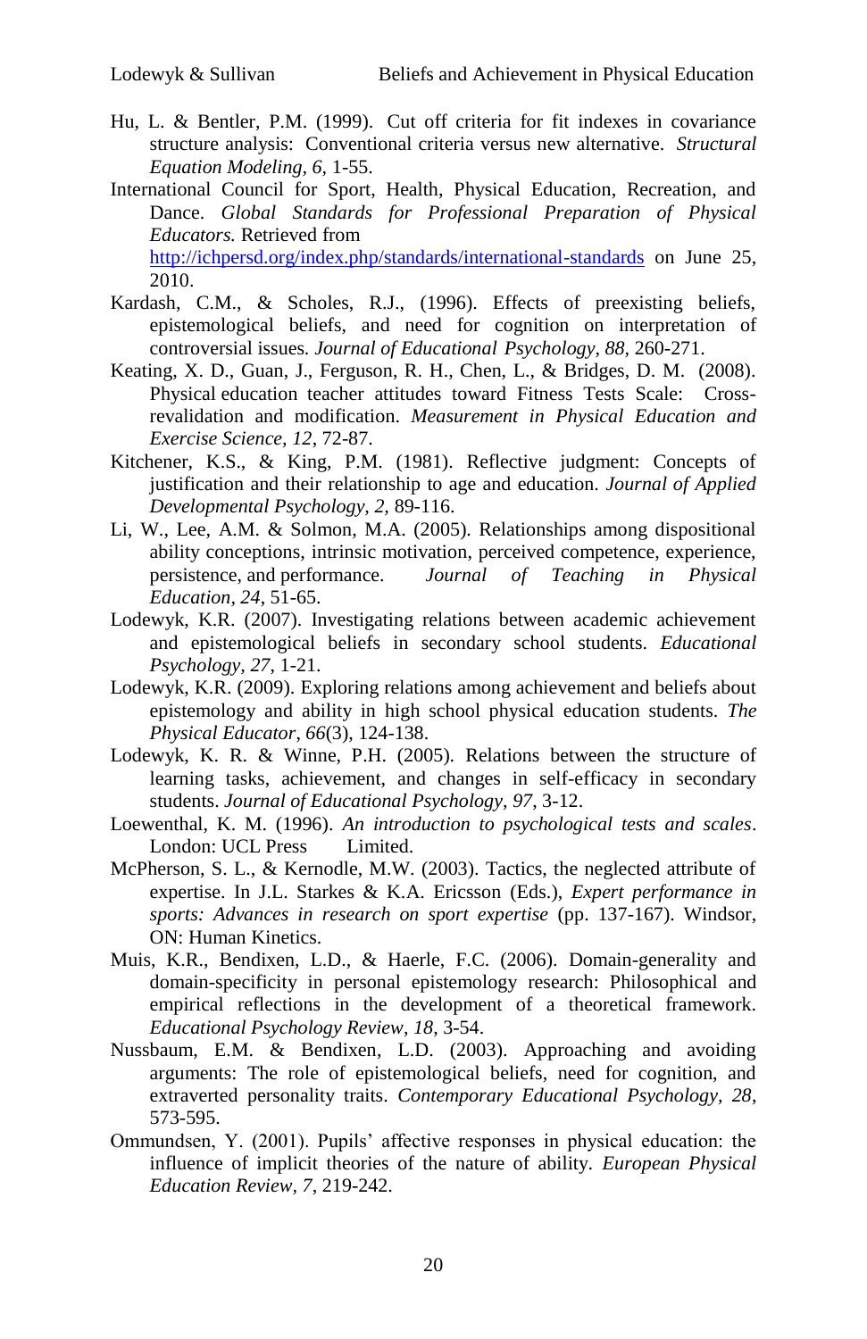Hu, L. & Bentler, P.M. (1999). Cut off criteria for fit indexes in covariance structure analysis: Conventional criteria versus new alternative. *Structural Equation Modeling*, *6*, 1-55.

International Council for Sport, Health, Physical Education, Recreation, and Dance. *Global Standards for Professional Preparation of Physical Educators.* Retrieved from http://ichpersd.org/index.php/standards/international-standards on June 25, 2010.

Kardash, C.M., & Scholes, R.J., (1996). Effects of preexisting beliefs, epistemological beliefs, and need for cognition on interpretation of controversial issues. *Journal of Educational Psychology*, *88*, 260-271.

Keating, X. D., Guan, J., Ferguson, R. H., Chen, L., & Bridges, D. M. (2008). Physical education teacher attitudes toward Fitness Tests Scale: Cross-revalidation and modification. *Measurement in Physical Education and Exercise Science, 12*, 72-87.

Kitchener, K.S., & King, P.M. (1981). Reflective judgment: Concepts of justification and their relationship to age and education. *Journal of Applied Developmental Psychology*, *2*, 89-116.

Li, W., Lee, A.M. & Solmon, M.A. (2005). Relationships among dispositional ability conceptions, intrinsic motivation, perceived competence, experience, persistence, and performance. *Journal of Teaching in Physical Education*, *24*, 51-65.

Lodewyk, K.R. (2007). Investigating relations between academic achievement and epistemological beliefs in secondary school students. *Educational Psychology, 27*, 1-21.

Lodewyk, K.R. (2009). Exploring relations among achievement and beliefs about epistemology and ability in high school physical education students. *The Physical Educator*, *66*(3), 124-138.

Lodewyk, K. R. & Winne, P.H. (2005). Relations between the structure of learning tasks, achievement, and changes in self-efficacy in secondary students. *Journal of Educational Psychology*, *97*, 3-12.

Loewenthal, K. M. (1996). *An introduction to psychological tests and scales*. London: UCL Press Limited.

McPherson, S. L., & Kernodle, M.W. (2003). Tactics, the neglected attribute of expertise. In J.L. Starkes & K.A. Ericsson (Eds.), *Expert performance in sports: Advances in research on sport expertise* (pp. 137-167). Windsor, ON: Human Kinetics.

Muis, K.R., Bendixen, L.D., & Haerle, F.C. (2006). Domain-generality and domain-specificity in personal epistemology research: Philosophical and empirical reflections in the development of a theoretical framework. *Educational Psychology Review*, *18*, 3-54.

Nussbaum, E.M. & Bendixen, L.D. (2003). Approaching and avoiding arguments: The role of epistemological beliefs, need for cognition, and extraverted personality traits. *Contemporary Educational Psychology, 28*, 573-595.

Ommundsen, Y. (2001). Pupils' affective responses in physical education: the influence of implicit theories of the nature of ability. *European Physical Education Review*, *7*, 219-242.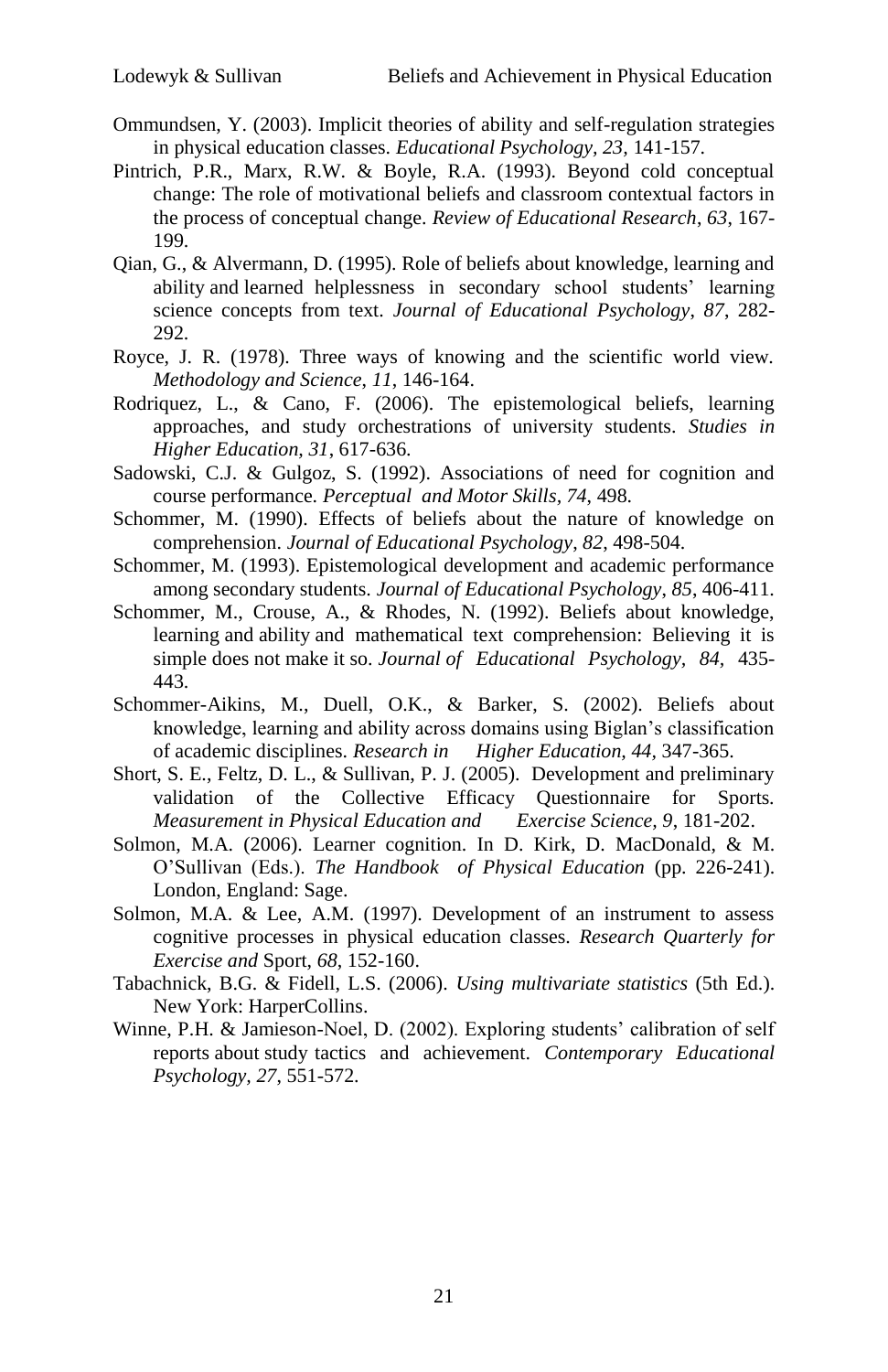Ommundsen, Y. (2003). Implicit theories of ability and self-regulation strategies in physical education classes. *Educational Psychology, 23*, 141-157.

Pintrich, P.R., Marx, R.W. & Boyle, R.A. (1993). Beyond cold conceptual change: The role of motivational beliefs and classroom contextual factors in the process of conceptual change. *Review of Educational Research*, *63*, 167-199.

Qian, G., & Alvermann, D. (1995). Role of beliefs about knowledge, learning and ability and learned helplessness in secondary school students' learning science concepts from text. *Journal of Educational Psychology*, *87*, 282-292.

Royce, J. R. (1978). Three ways of knowing and the scientific world view. *Methodology and Science*, *11*, 146-164.

Rodriquez, L., & Cano, F. (2006). The epistemological beliefs, learning approaches, and study orchestrations of university students. *Studies in Higher Education, 31*, 617-636.

Sadowski, C.J. & Gulgoz, S. (1992). Associations of need for cognition and course performance. *Perceptual and Motor Skills*, *74*, 498.

Schommer, M. (1990). Effects of beliefs about the nature of knowledge on comprehension. *Journal of Educational Psychology*, *82*, 498-504.

Schommer, M. (1993). Epistemological development and academic performance among secondary students. *Journal of Educational Psychology*, *85*, 406-411.

Schommer, M., Crouse, A., & Rhodes, N. (1992). Beliefs about knowledge, learning and ability and mathematical text comprehension: Believing it is simple does not make it so. *Journal of Educational Psychology*, *84*, 435-443.

Schommer-Aikins, M., Duell, O.K., & Barker, S. (2002). Beliefs about knowledge, learning and ability across domains using Biglan's classification of academic disciplines. *Research in Higher Education*, *44*, 347-365.

Short, S. E., Feltz, D. L., & Sullivan, P. J. (2005). Development and preliminary validation of the Collective Efficacy Questionnaire for Sports. *Measurement in Physical Education and Exercise Science, 9*, 181-202.

Solmon, M.A. (2006). Learner cognition. In D. Kirk, D. MacDonald, & M. O'Sullivan (Eds.). *The Handbook of Physical Education* (pp. 226-241). London, England: Sage.

Solmon, M.A. & Lee, A.M. (1997). Development of an instrument to assess cognitive processes in physical education classes. *Research Quarterly for Exercise and* Sport, *68*, 152-160.

Tabachnick, B.G. & Fidell, L.S. (2006). *Using multivariate statistics* (5th Ed.). New York: HarperCollins.

Winne, P.H. & Jamieson-Noel, D. (2002). Exploring students' calibration of self reports about study tactics and achievement. *Contemporary Educational Psychology, 27*, 551-572.